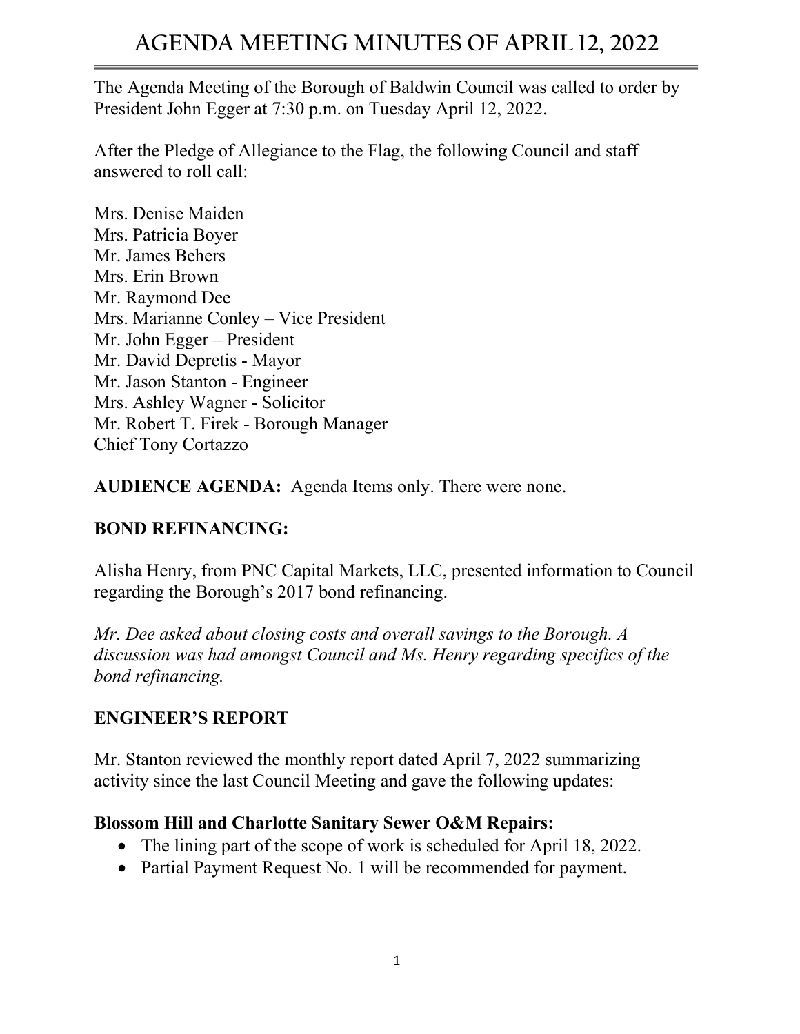# AGENDA MEETING MINUTES OF APRIL 12, 2022

The Agenda Meeting of the Borough of Baldwin Council was called to order by President John Egger at 7:30 p.m. on Tuesday April 12, 2022.

After the Pledge of Allegiance to the Flag, the following Council and staff answered to roll call:

Mrs. Denise Maiden
Mrs. Patricia Boyer
Mr. James Behers
Mrs. Erin Brown
Mr. Raymond Dee
Mrs. Marianne Conley – Vice President
Mr. John Egger – President
Mr. David Depretis - Mayor
Mr. Jason Stanton - Engineer
Mrs. Ashley Wagner - Solicitor
Mr. Robert T. Firek - Borough Manager
Chief Tony Cortazzo

**AUDIENCE AGENDA:** Agenda Items only. There were none.

**BOND REFINANCING:**

Alisha Henry, from PNC Capital Markets, LLC, presented information to Council regarding the Borough's 2017 bond refinancing.

*Mr. Dee asked about closing costs and overall savings to the Borough. A discussion was had amongst Council and Ms. Henry regarding specifics of the bond refinancing.*

**ENGINEER'S REPORT**

Mr. Stanton reviewed the monthly report dated April 7, 2022 summarizing activity since the last Council Meeting and gave the following updates:

**Blossom Hill and Charlotte Sanitary Sewer O&M Repairs:**

- The lining part of the scope of work is scheduled for April 18, 2022.
- Partial Payment Request No. 1 will be recommended for payment.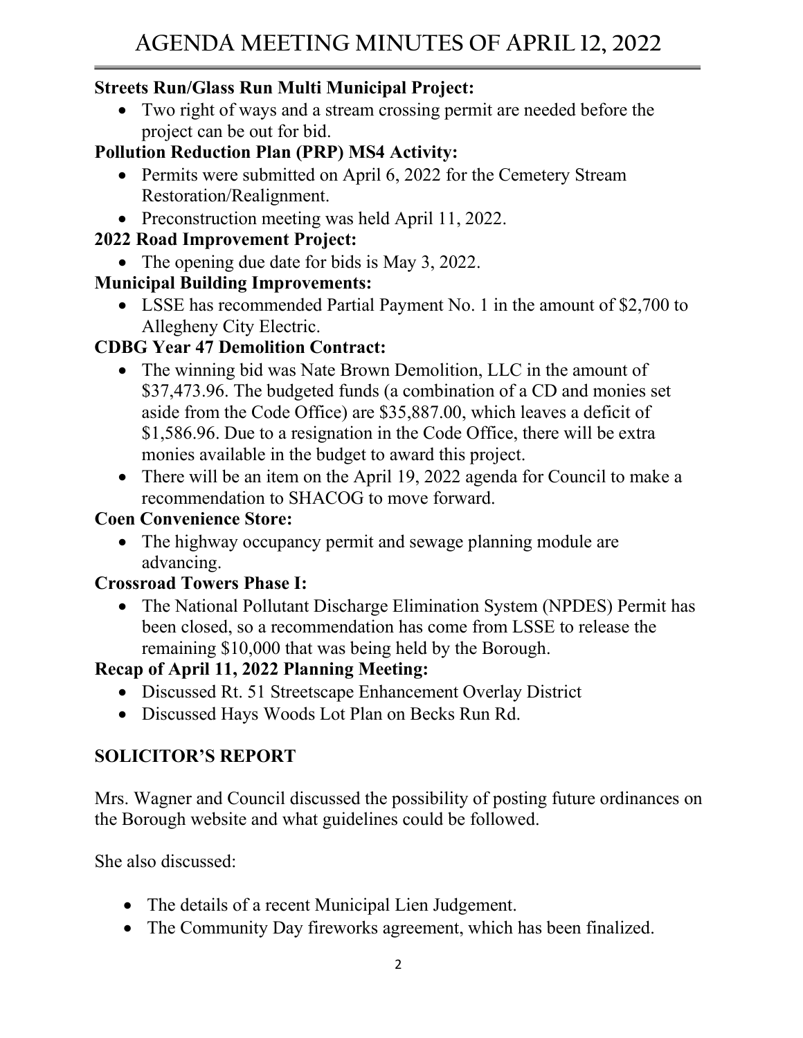**Streets Run/Glass Run Multi Municipal Project:**

- Two right of ways and a stream crossing permit are needed before the project can be out for bid.

**Pollution Reduction Plan (PRP) MS4 Activity:**

- Permits were submitted on April 6, 2022 for the Cemetery Stream Restoration/Realignment.
- Preconstruction meeting was held April 11, 2022.

**2022 Road Improvement Project:**

- The opening due date for bids is May 3, 2022.

**Municipal Building Improvements:**

- LSSE has recommended Partial Payment No. 1 in the amount of $2,700 to Allegheny City Electric.

**CDBG Year 47 Demolition Contract:**

- The winning bid was Nate Brown Demolition, LLC in the amount of $37,473.96. The budgeted funds (a combination of a CD and monies set aside from the Code Office) are $35,887.00, which leaves a deficit of $1,586.96. Due to a resignation in the Code Office, there will be extra monies available in the budget to award this project.
- There will be an item on the April 19, 2022 agenda for Council to make a recommendation to SHACOG to move forward.

**Coen Convenience Store:**

- The highway occupancy permit and sewage planning module are advancing.

**Crossroad Towers Phase I:**

- The National Pollutant Discharge Elimination System (NPDES) Permit has been closed, so a recommendation has come from LSSE to release the remaining $10,000 that was being held by the Borough.

**Recap of April 11, 2022 Planning Meeting:**

- Discussed Rt. 51 Streetscape Enhancement Overlay District
- Discussed Hays Woods Lot Plan on Becks Run Rd.

## SOLICITOR'S REPORT

Mrs. Wagner and Council discussed the possibility of posting future ordinances on the Borough website and what guidelines could be followed.

She also discussed:

- The details of a recent Municipal Lien Judgement.
- The Community Day fireworks agreement, which has been finalized.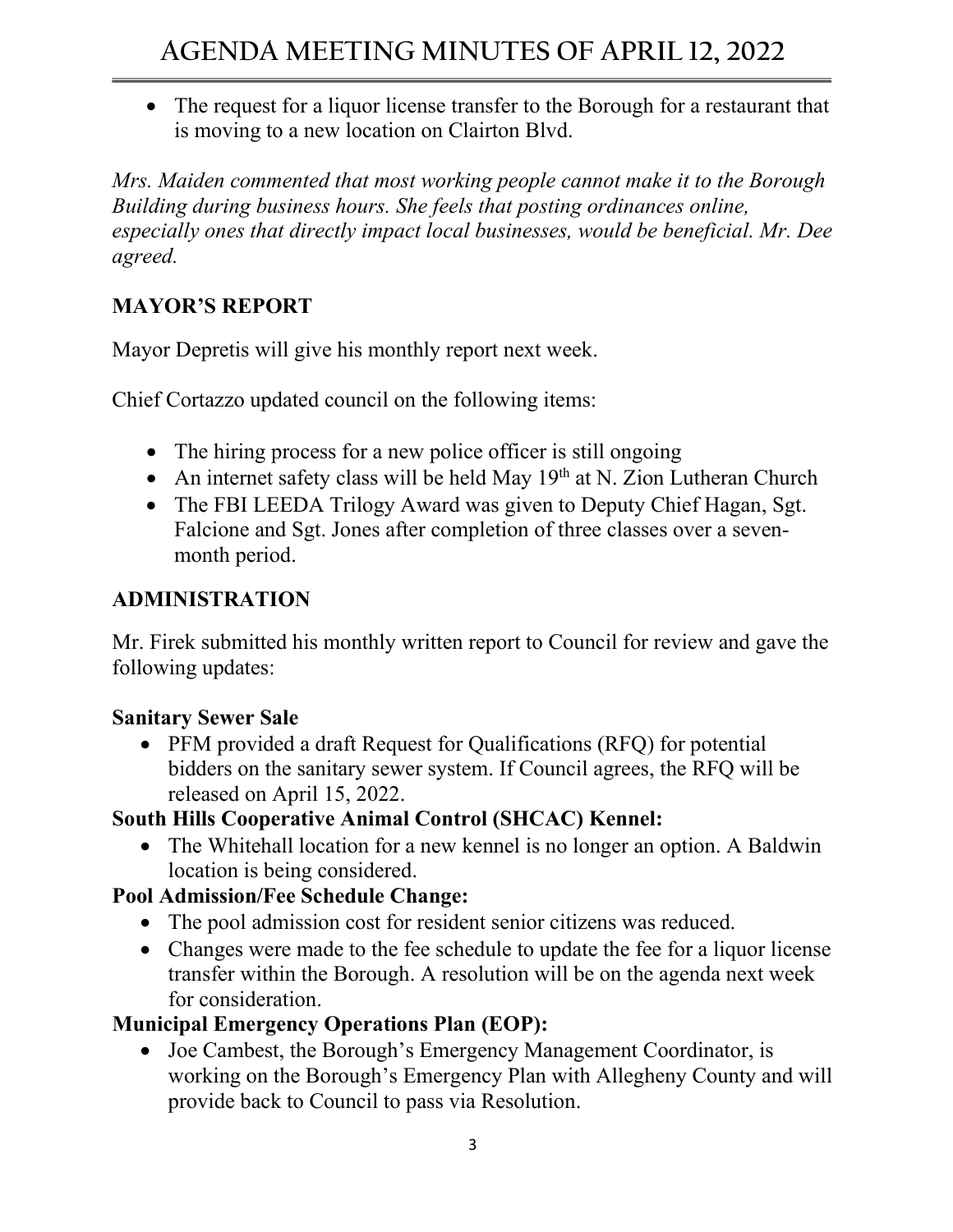- The request for a liquor license transfer to the Borough for a restaurant that is moving to a new location on Clairton Blvd.

*Mrs. Maiden commented that most working people cannot make it to the Borough Building during business hours. She feels that posting ordinances online, especially ones that directly impact local businesses, would be beneficial. Mr. Dee agreed.*

## MAYOR'S REPORT

Mayor Depretis will give his monthly report next week.

Chief Cortazzo updated council on the following items:

- The hiring process for a new police officer is still ongoing
- An internet safety class will be held May 19th at N. Zion Lutheran Church
- The FBI LEEDA Trilogy Award was given to Deputy Chief Hagan, Sgt. Falcione and Sgt. Jones after completion of three classes over a seven-month period.

## ADMINISTRATION

Mr. Firek submitted his monthly written report to Council for review and gave the following updates:

### Sanitary Sewer Sale

- PFM provided a draft Request for Qualifications (RFQ) for potential bidders on the sanitary sewer system. If Council agrees, the RFQ will be released on April 15, 2022.

### South Hills Cooperative Animal Control (SHCAC) Kennel:

- The Whitehall location for a new kennel is no longer an option. A Baldwin location is being considered.

### Pool Admission/Fee Schedule Change:

- The pool admission cost for resident senior citizens was reduced.
- Changes were made to the fee schedule to update the fee for a liquor license transfer within the Borough. A resolution will be on the agenda next week for consideration.

### Municipal Emergency Operations Plan (EOP):

- Joe Cambest, the Borough's Emergency Management Coordinator, is working on the Borough's Emergency Plan with Allegheny County and will provide back to Council to pass via Resolution.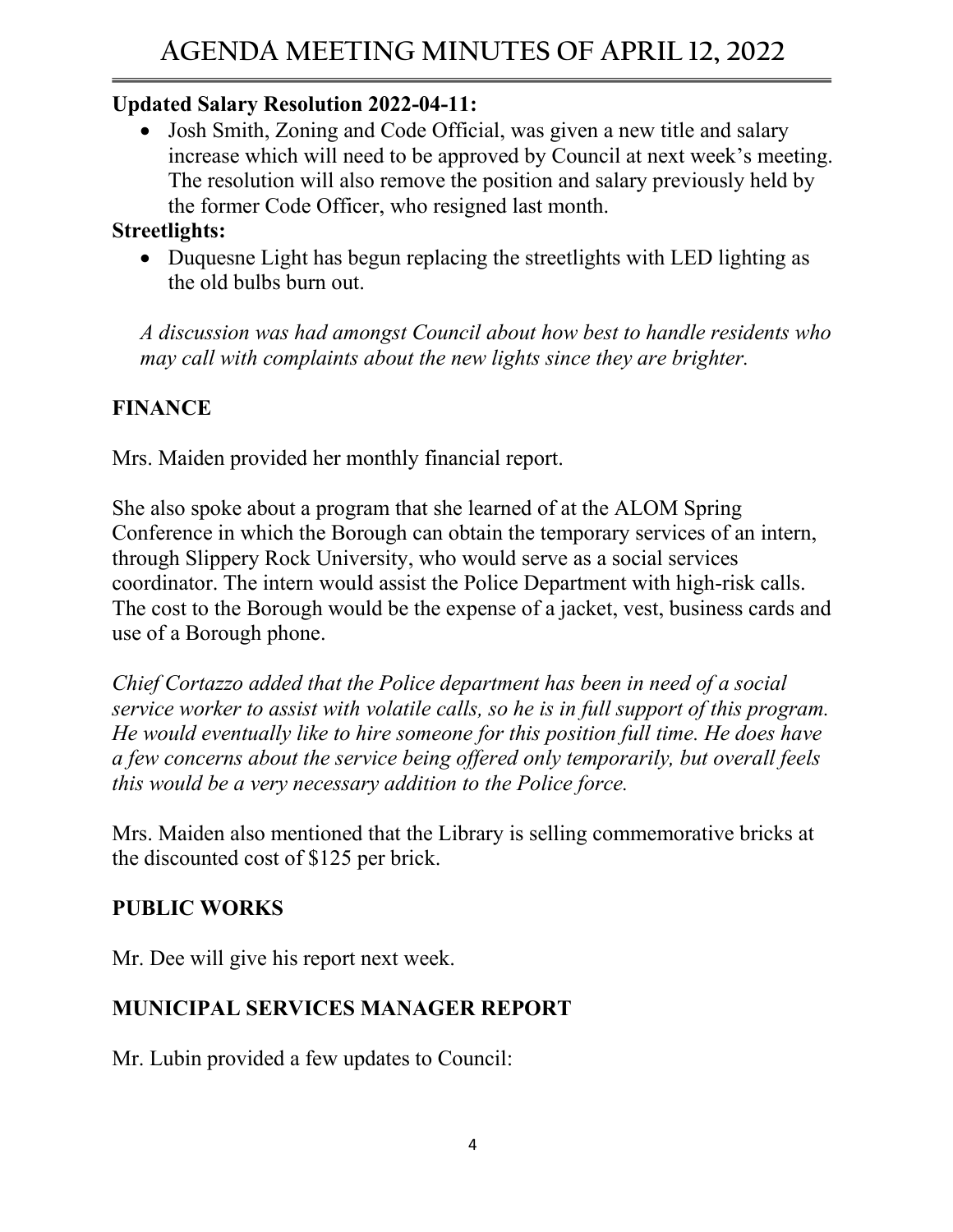**Updated Salary Resolution 2022-04-11:**

- Josh Smith, Zoning and Code Official, was given a new title and salary increase which will need to be approved by Council at next week's meeting. The resolution will also remove the position and salary previously held by the former Code Officer, who resigned last month.

**Streetlights:**

- Duquesne Light has begun replacing the streetlights with LED lighting as the old bulbs burn out.

*A discussion was had amongst Council about how best to handle residents who may call with complaints about the new lights since they are brighter.*

**FINANCE**

Mrs. Maiden provided her monthly financial report.

She also spoke about a program that she learned of at the ALOM Spring Conference in which the Borough can obtain the temporary services of an intern, through Slippery Rock University, who would serve as a social services coordinator. The intern would assist the Police Department with high-risk calls. The cost to the Borough would be the expense of a jacket, vest, business cards and use of a Borough phone.

*Chief Cortazzo added that the Police department has been in need of a social service worker to assist with volatile calls, so he is in full support of this program. He would eventually like to hire someone for this position full time. He does have a few concerns about the service being offered only temporarily, but overall feels this would be a very necessary addition to the Police force.*

Mrs. Maiden also mentioned that the Library is selling commemorative bricks at the discounted cost of $125 per brick.

**PUBLIC WORKS**

Mr. Dee will give his report next week.

**MUNICIPAL SERVICES MANAGER REPORT**

Mr. Lubin provided a few updates to Council: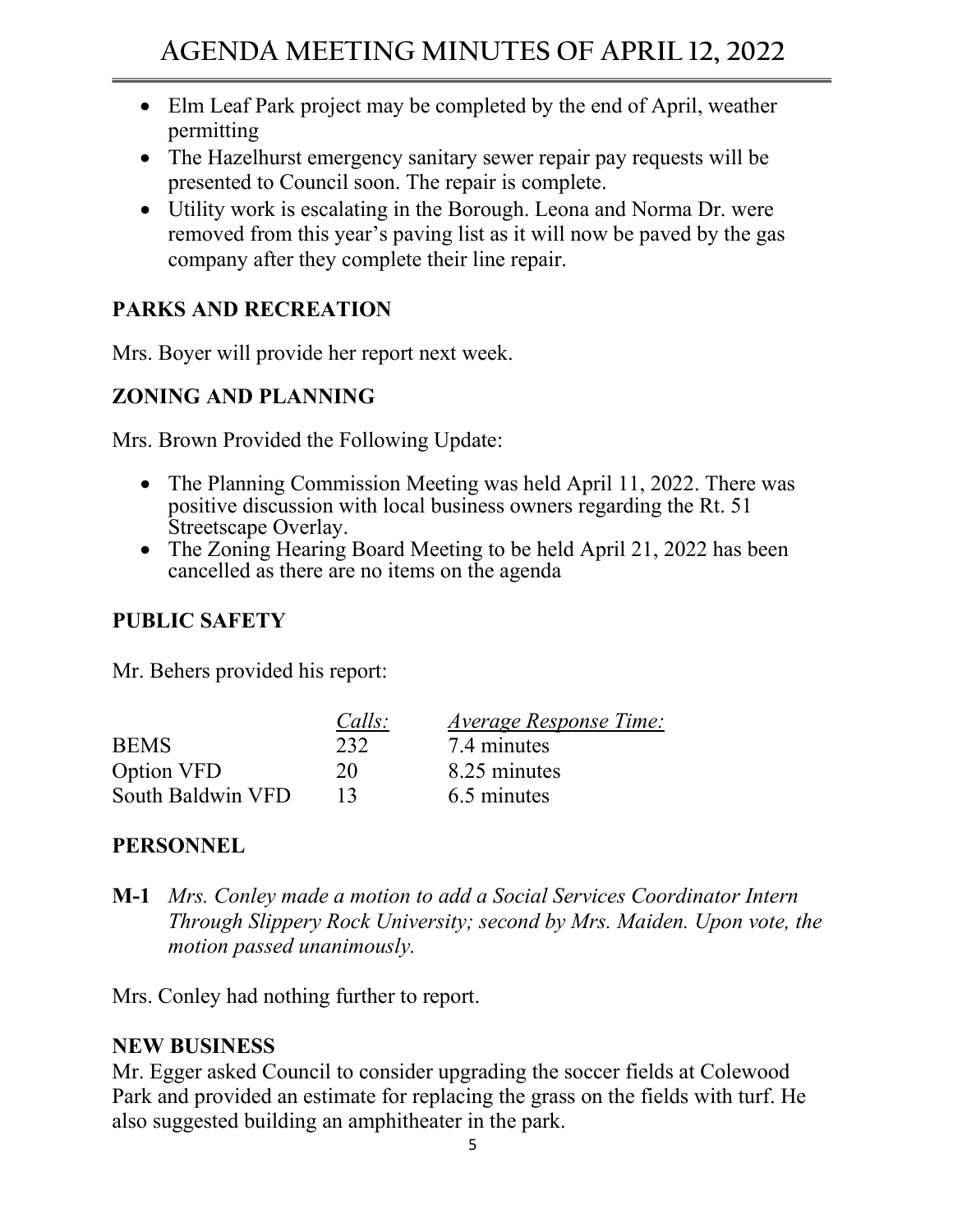- Elm Leaf Park project may be completed by the end of April, weather permitting
- The Hazelhurst emergency sanitary sewer repair pay requests will be presented to Council soon. The repair is complete.
- Utility work is escalating in the Borough. Leona and Norma Dr. were removed from this year's paving list as it will now be paved by the gas company after they complete their line repair.

## PARKS AND RECREATION

Mrs. Boyer will provide her report next week.

## ZONING AND PLANNING

Mrs. Brown Provided the Following Update:

- The Planning Commission Meeting was held April 11, 2022. There was positive discussion with local business owners regarding the Rt. 51 Streetscape Overlay.
- The Zoning Hearing Board Meeting to be held April 21, 2022 has been cancelled as there are no items on the agenda

## PUBLIC SAFETY

Mr. Behers provided his report:

| | *Calls:* | *Average Response Time:* |
|---|---|---|
| BEMS | 232 | 7.4 minutes |
| Option VFD | 20 | 8.25 minutes |
| South Baldwin VFD | 13 | 6.5 minutes |

## PERSONNEL

**M-1** *Mrs. Conley made a motion to add a Social Services Coordinator Intern Through Slippery Rock University; second by Mrs. Maiden. Upon vote, the motion passed unanimously.*

Mrs. Conley had nothing further to report.

## NEW BUSINESS

Mr. Egger asked Council to consider upgrading the soccer fields at Colewood Park and provided an estimate for replacing the grass on the fields with turf. He also suggested building an amphitheater in the park.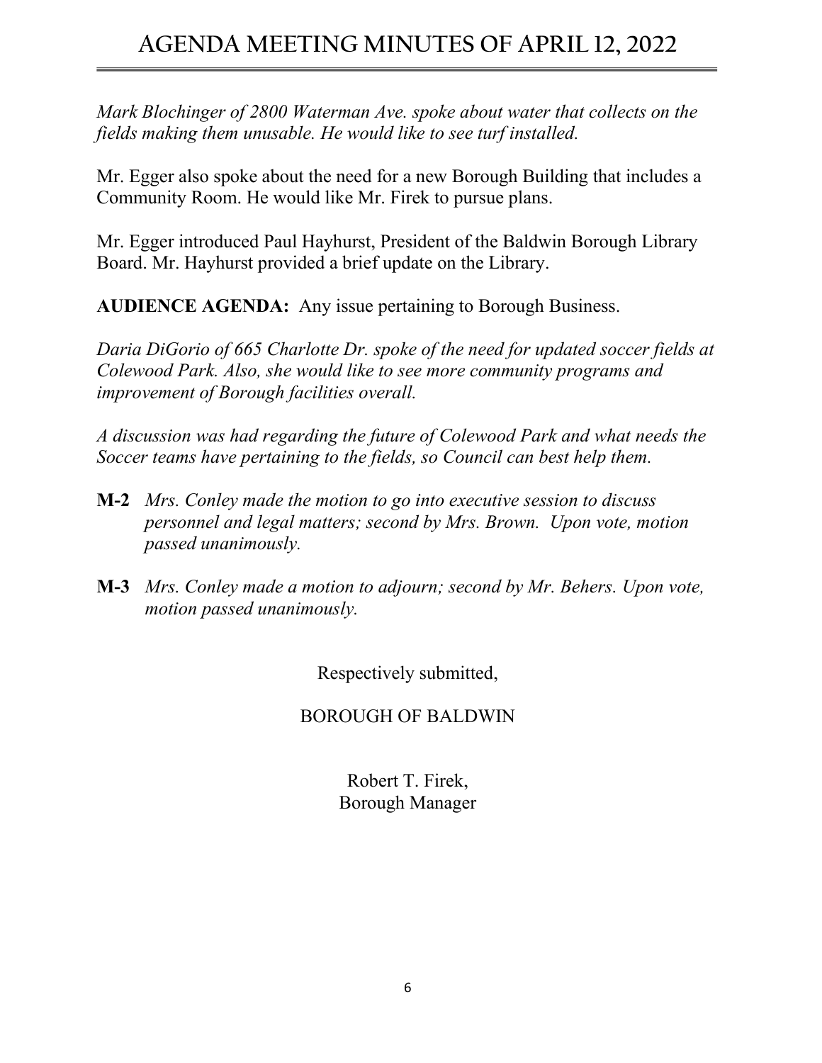*Mark Blochinger of 2800 Waterman Ave. spoke about water that collects on the fields making them unusable. He would like to see turf installed.*

Mr. Egger also spoke about the need for a new Borough Building that includes a Community Room. He would like Mr. Firek to pursue plans.

Mr. Egger introduced Paul Hayhurst, President of the Baldwin Borough Library Board. Mr. Hayhurst provided a brief update on the Library.

**AUDIENCE AGENDA:** Any issue pertaining to Borough Business.

*Daria DiGorio of 665 Charlotte Dr. spoke of the need for updated soccer fields at Colewood Park. Also, she would like to see more community programs and improvement of Borough facilities overall.*

*A discussion was had regarding the future of Colewood Park and what needs the Soccer teams have pertaining to the fields, so Council can best help them.*

**M-2** *Mrs. Conley made the motion to go into executive session to discuss personnel and legal matters; second by Mrs. Brown. Upon vote, motion passed unanimously.*

**M-3** *Mrs. Conley made a motion to adjourn; second by Mr. Behers. Upon vote, motion passed unanimously.*

Respectively submitted,

BOROUGH OF BALDWIN

Robert T. Firek,
Borough Manager